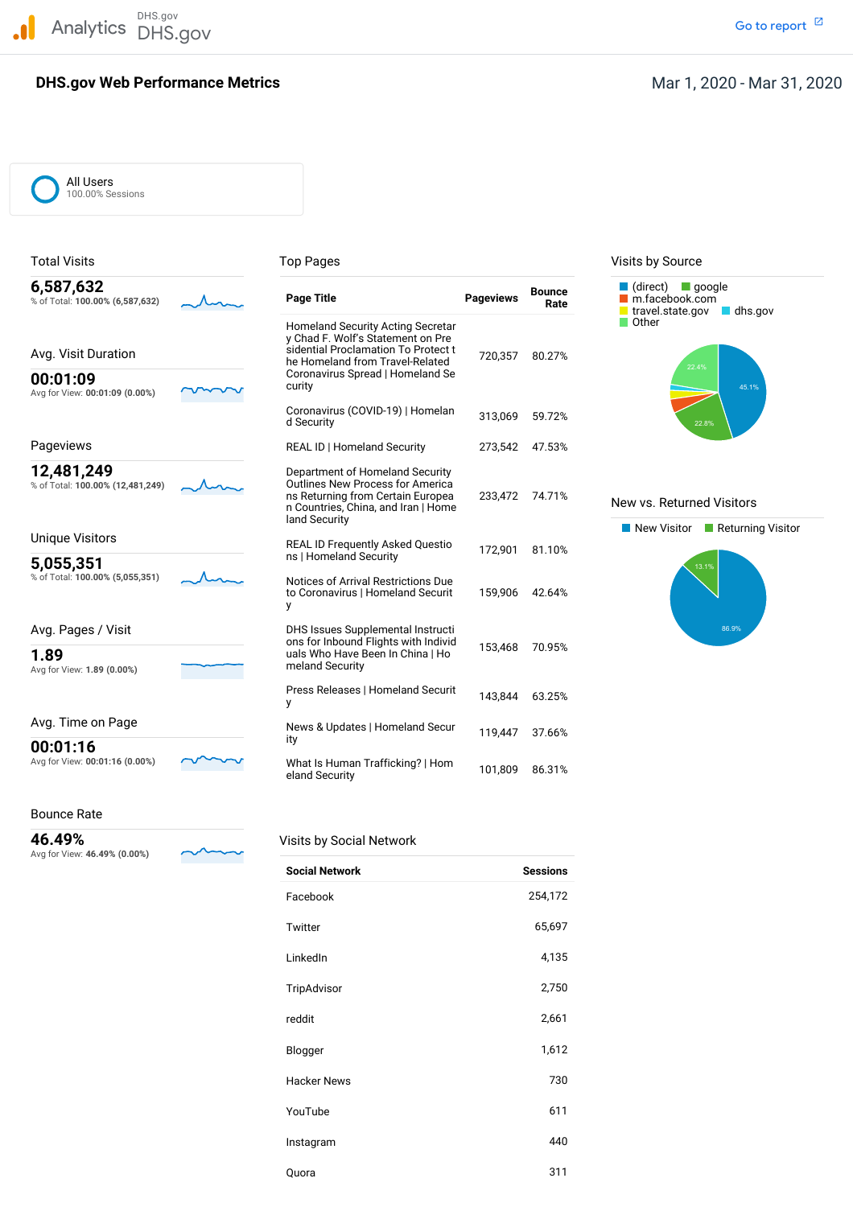Analytics DHS.gov

# DHS.gov Web Performance Metrics

Mar 1, 2020 - Mar 31, 2020

All Users
100.00% Sessions

## Total Visits

**6,587,632**
% of Total: **100.00% (6,587,632)**

## Avg. Visit Duration

**00:01:09**
Avg for View: **00:01:09 (0.00%)**

## Pageviews

**12,481,249**
% of Total: **100.00% (12,481,249)**

## Unique Visitors

**5,055,351**
% of Total: **100.00% (5,055,351)**

## Avg. Pages / Visit

**1.89**
Avg for View: **1.89 (0.00%)**

## Avg. Time on Page

**00:01:16**
Avg for View: **00:01:16 (0.00%)**

## Bounce Rate

**46.49%**
Avg for View: **46.49% (0.00%)**

## Top Pages

| Page Title | Pageviews | Bounce Rate |
|---|---|---|
| Homeland Security Acting Secretary Chad F. Wolf's Statement on Presidential Proclamation To Protect the Homeland from Travel-Related Coronavirus Spread \| Homeland Security | 720,357 | 80.27% |
| Coronavirus (COVID-19) \| Homeland Security | 313,069 | 59.72% |
| REAL ID \| Homeland Security | 273,542 | 47.53% |
| Department of Homeland Security Outlines New Process for Americans Returning from Certain European Countries, China, and Iran \| Homeland Security | 233,472 | 74.71% |
| REAL ID Frequently Asked Questions \| Homeland Security | 172,901 | 81.10% |
| Notices of Arrival Restrictions Due to Coronavirus \| Homeland Security | 159,906 | 42.64% |
| DHS Issues Supplemental Instructions for Inbound Flights with Individuals Who Have Been In China \| Homeland Security | 153,468 | 70.95% |
| Press Releases \| Homeland Security | 143,844 | 63.25% |
| News & Updates \| Homeland Security | 119,447 | 37.66% |
| What Is Human Trafficking? \| Homeland Security | 101,809 | 86.31% |

## Visits by Source

(direct), google, m.facebook.com, travel.state.gov, dhs.gov, Other

45.1%, 22.8%, 22.4%

## New vs. Returned Visitors

New Visitor, Returning Visitor

86.9%, 13.1%

## Visits by Social Network

| Social Network | Sessions |
|---|---|
| Facebook | 254,172 |
| Twitter | 65,697 |
| LinkedIn | 4,135 |
| TripAdvisor | 2,750 |
| reddit | 2,661 |
| Blogger | 1,612 |
| Hacker News | 730 |
| YouTube | 611 |
| Instagram | 440 |
| Quora | 311 |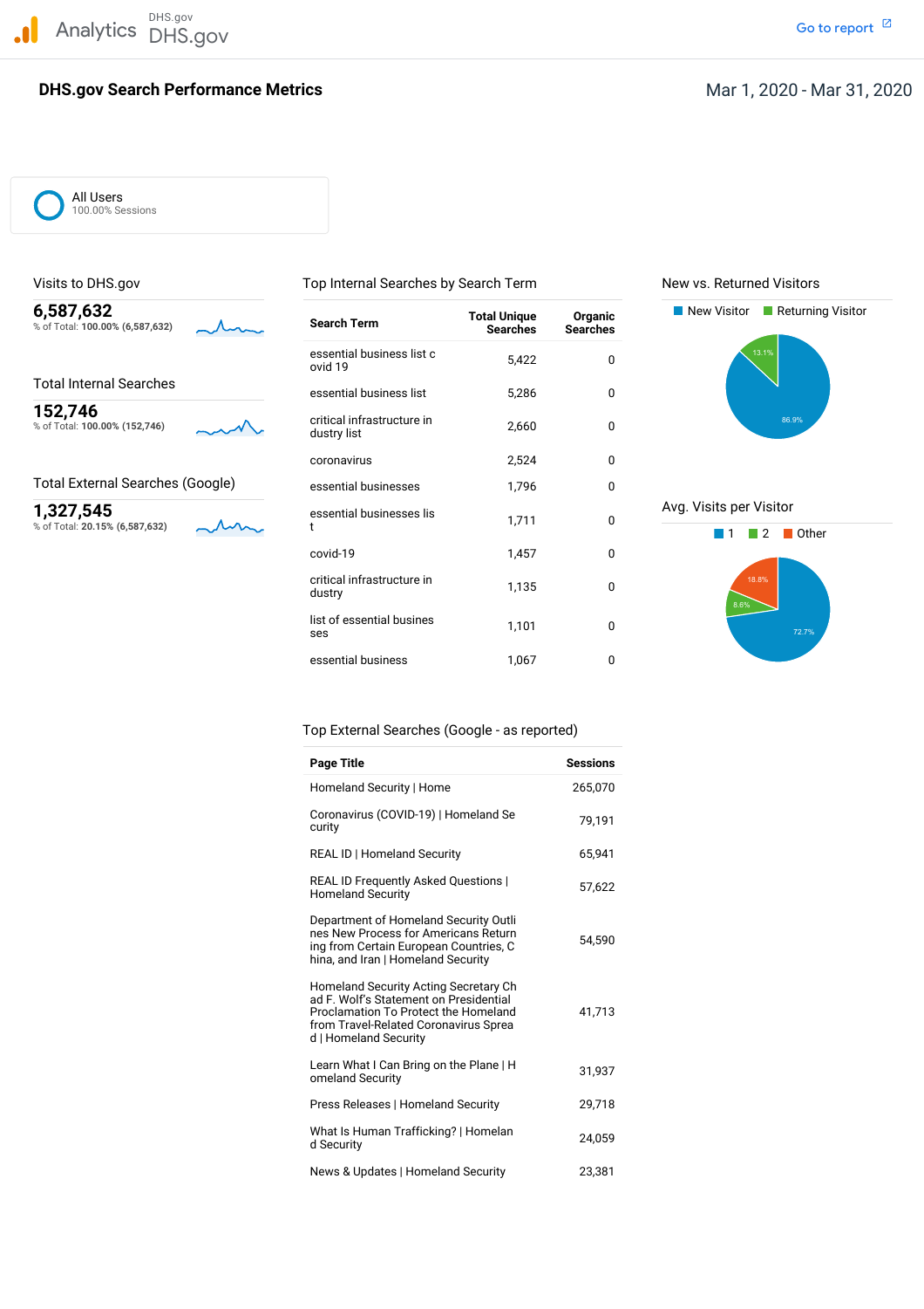Analytics DHS.gov DHS.gov

Go to report

# DHS.gov Search Performance Metrics

Mar 1, 2020 - Mar 31, 2020

All Users
100.00% Sessions

## Visits to DHS.gov

**6,587,632**
% of Total: **100.00% (6,587,632)**

## Total Internal Searches

**152,746**
% of Total: **100.00% (152,746)**

## Total External Searches (Google)

**1,327,545**
% of Total: **20.15% (6,587,632)**

## Top Internal Searches by Search Term

| Search Term | Total Unique Searches | Organic Searches |
|---|---|---|
| essential business list covid 19 | 5,422 | 0 |
| essential business list | 5,286 | 0 |
| critical infrastructure industry list | 2,660 | 0 |
| coronavirus | 2,524 | 0 |
| essential businesses | 1,796 | 0 |
| essential businesses list | 1,711 | 0 |
| covid-19 | 1,457 | 0 |
| critical infrastructure industry | 1,135 | 0 |
| list of essential businesses | 1,101 | 0 |
| essential business | 1,067 | 0 |

## New vs. Returned Visitors

New Visitor | Returning Visitor

86.9% | 13.1%

## Avg. Visits per Visitor

1 | 2 | Other

72.7% | 8.6% | 18.8%

## Top External Searches (Google - as reported)

| Page Title | Sessions |
|---|---|
| Homeland Security \| Home | 265,070 |
| Coronavirus (COVID-19) \| Homeland Security | 79,191 |
| REAL ID \| Homeland Security | 65,941 |
| REAL ID Frequently Asked Questions \| Homeland Security | 57,622 |
| Department of Homeland Security Outlines New Process for Americans Returning from Certain European Countries, China, and Iran \| Homeland Security | 54,590 |
| Homeland Security Acting Secretary Chad F. Wolf's Statement on Presidential Proclamation To Protect the Homeland from Travel-Related Coronavirus Spread \| Homeland Security | 41,713 |
| Learn What I Can Bring on the Plane \| Homeland Security | 31,937 |
| Press Releases \| Homeland Security | 29,718 |
| What Is Human Trafficking? \| Homeland Security | 24,059 |
| News & Updates \| Homeland Security | 23,381 |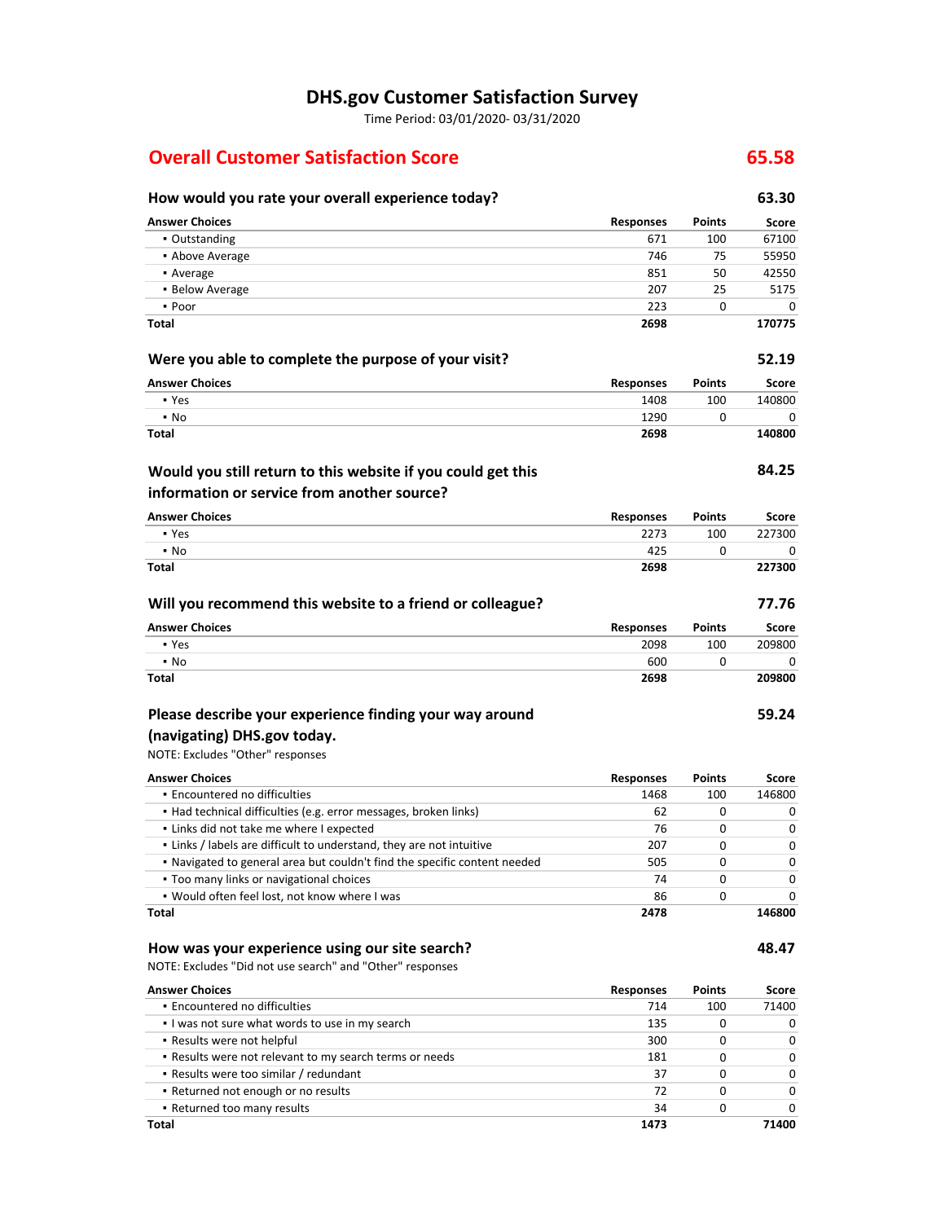# DHS.gov Customer Satisfaction Survey

Time Period: 03/01/2020- 03/31/2020

## Overall Customer Satisfaction Score — 65.58

### How would you rate your overall experience today? — 63.30

| Answer Choices | Responses | Points | Score |
|---|---|---|---|
| ▪ Outstanding | 671 | 100 | 67100 |
| ▪ Above Average | 746 | 75 | 55950 |
| ▪ Average | 851 | 50 | 42550 |
| ▪ Below Average | 207 | 25 | 5175 |
| ▪ Poor | 223 | 0 | 0 |
| **Total** | **2698** | | **170775** |

### Were you able to complete the purpose of your visit? — 52.19

| Answer Choices | Responses | Points | Score |
|---|---|---|---|
| ▪ Yes | 1408 | 100 | 140800 |
| ▪ No | 1290 | 0 | 0 |
| **Total** | **2698** | | **140800** |

### Would you still return to this website if you could get this information or service from another source? — 84.25

| Answer Choices | Responses | Points | Score |
|---|---|---|---|
| ▪ Yes | 2273 | 100 | 227300 |
| ▪ No | 425 | 0 | 0 |
| **Total** | **2698** | | **227300** |

### Will you recommend this website to a friend or colleague? — 77.76

| Answer Choices | Responses | Points | Score |
|---|---|---|---|
| ▪ Yes | 2098 | 100 | 209800 |
| ▪ No | 600 | 0 | 0 |
| **Total** | **2698** | | **209800** |

### Please describe your experience finding your way around (navigating) DHS.gov today. — 59.24

NOTE: Excludes "Other" responses

| Answer Choices | Responses | Points | Score |
|---|---|---|---|
| ▪ Encountered no difficulties | 1468 | 100 | 146800 |
| ▪ Had technical difficulties (e.g. error messages, broken links) | 62 | 0 | 0 |
| ▪ Links did not take me where I expected | 76 | 0 | 0 |
| ▪ Links / labels are difficult to understand, they are not intuitive | 207 | 0 | 0 |
| ▪ Navigated to general area but couldn't find the specific content needed | 505 | 0 | 0 |
| ▪ Too many links or navigational choices | 74 | 0 | 0 |
| ▪ Would often feel lost, not know where I was | 86 | 0 | 0 |
| **Total** | **2478** | | **146800** |

### How was your experience using our site search? — 48.47

NOTE: Excludes "Did not use search" and "Other" responses

| Answer Choices | Responses | Points | Score |
|---|---|---|---|
| ▪ Encountered no difficulties | 714 | 100 | 71400 |
| ▪ I was not sure what words to use in my search | 135 | 0 | 0 |
| ▪ Results were not helpful | 300 | 0 | 0 |
| ▪ Results were not relevant to my search terms or needs | 181 | 0 | 0 |
| ▪ Results were too similar / redundant | 37 | 0 | 0 |
| ▪ Returned not enough or no results | 72 | 0 | 0 |
| ▪ Returned too many results | 34 | 0 | 0 |
| **Total** | **1473** | | **71400** |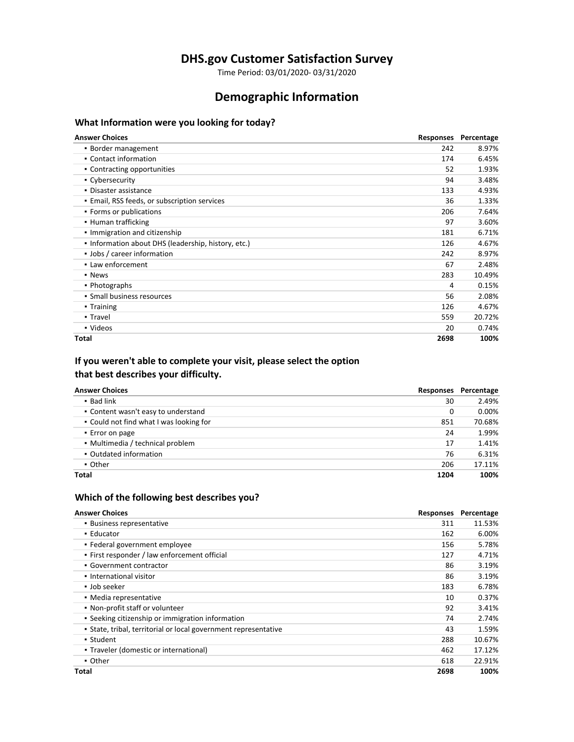# DHS.gov Customer Satisfaction Survey

Time Period: 03/01/2020- 03/31/2020

## Demographic Information

### What Information were you looking for today?

| Answer Choices | Responses | Percentage |
|---|---|---|
| ▪ Border management | 242 | 8.97% |
| ▪ Contact information | 174 | 6.45% |
| ▪ Contracting opportunities | 52 | 1.93% |
| ▪ Cybersecurity | 94 | 3.48% |
| ▪ Disaster assistance | 133 | 4.93% |
| ▪ Email, RSS feeds, or subscription services | 36 | 1.33% |
| ▪ Forms or publications | 206 | 7.64% |
| ▪ Human trafficking | 97 | 3.60% |
| ▪ Immigration and citizenship | 181 | 6.71% |
| ▪ Information about DHS (leadership, history, etc.) | 126 | 4.67% |
| ▪ Jobs / career information | 242 | 8.97% |
| ▪ Law enforcement | 67 | 2.48% |
| ▪ News | 283 | 10.49% |
| ▪ Photographs | 4 | 0.15% |
| ▪ Small business resources | 56 | 2.08% |
| ▪ Training | 126 | 4.67% |
| ▪ Travel | 559 | 20.72% |
| ▪ Videos | 20 | 0.74% |
| **Total** | **2698** | **100%** |

### If you weren't able to complete your visit, please select the option that best describes your difficulty.

| Answer Choices | Responses | Percentage |
|---|---|---|
| ▪ Bad link | 30 | 2.49% |
| ▪ Content wasn't easy to understand | 0 | 0.00% |
| ▪ Could not find what I was looking for | 851 | 70.68% |
| ▪ Error on page | 24 | 1.99% |
| ▪ Multimedia / technical problem | 17 | 1.41% |
| ▪ Outdated information | 76 | 6.31% |
| ▪ Other | 206 | 17.11% |
| **Total** | **1204** | **100%** |

### Which of the following best describes you?

| Answer Choices | Responses | Percentage |
|---|---|---|
| ▪ Business representative | 311 | 11.53% |
| ▪ Educator | 162 | 6.00% |
| ▪ Federal government employee | 156 | 5.78% |
| ▪ First responder / law enforcement official | 127 | 4.71% |
| ▪ Government contractor | 86 | 3.19% |
| ▪ International visitor | 86 | 3.19% |
| ▪ Job seeker | 183 | 6.78% |
| ▪ Media representative | 10 | 0.37% |
| ▪ Non-profit staff or volunteer | 92 | 3.41% |
| ▪ Seeking citizenship or immigration information | 74 | 2.74% |
| ▪ State, tribal, territorial or local government representative | 43 | 1.59% |
| ▪ Student | 288 | 10.67% |
| ▪ Traveler (domestic or international) | 462 | 17.12% |
| ▪ Other | 618 | 22.91% |
| **Total** | **2698** | **100%** |